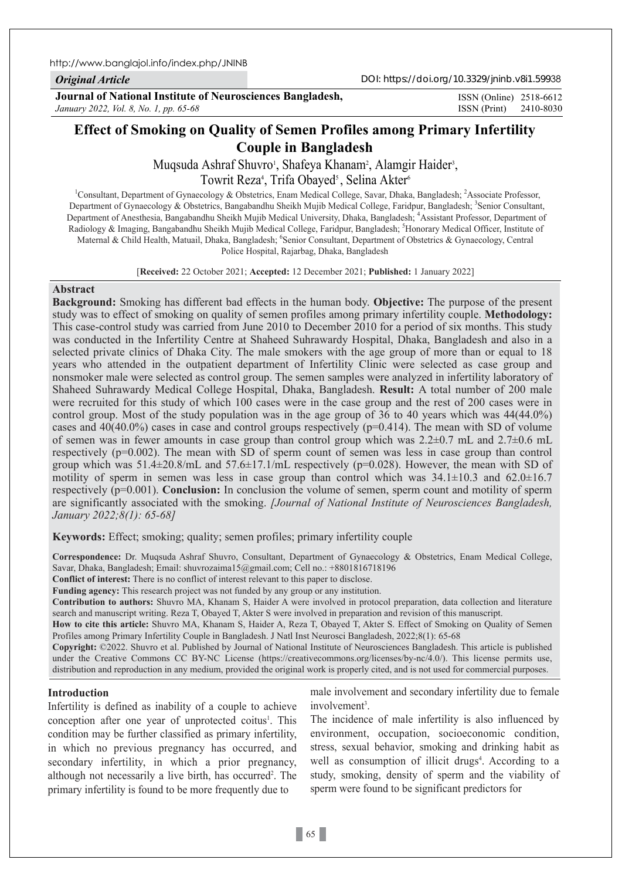http://www.banglajol.info/index.php/JNINB

*Original Article*

DOI: https://doi.org/10.3329/jninb.v8i1.59938

**Journal of National Institute of Neurosciences Bangladesh,**
*January 2022, Vol. 8, No. 1, pp. 65-68*

ISSN (Online) 2518-6612
ISSN (Print) 2410-8030

# Effect of Smoking on Quality of Semen Profiles among Primary Infertility Couple in Bangladesh

Muqsuda Ashraf Shuvro[1], Shafeya Khanam[2], Alamgir Haider[3], Towrit Reza[4], Trifa Obayed[5], Selina Akter[6]

[1]Consultant, Department of Gynaecology & Obstetrics, Enam Medical College, Savar, Dhaka, Bangladesh; [2]Associate Professor, Department of Gynaecology & Obstetrics, Bangabandhu Sheikh Mujib Medical College, Faridpur, Bangladesh; [3]Senior Consultant, Department of Anesthesia, Bangabandhu Sheikh Mujib Medical University, Dhaka, Bangladesh; [4]Assistant Professor, Department of Radiology & Imaging, Bangabandhu Sheikh Mujib Medical College, Faridpur, Bangladesh; [5]Honorary Medical Officer, Institute of Maternal & Child Health, Matuail, Dhaka, Bangladesh; [6]Senior Consultant, Department of Obstetrics & Gynaecology, Central Police Hospital, Rajarbag, Dhaka, Bangladesh

[**Received:** 22 October 2021; **Accepted:** 12 December 2021; **Published:** 1 January 2022]

## Abstract

**Background:** Smoking has different bad effects in the human body. **Objective:** The purpose of the present study was to effect of smoking on quality of semen profiles among primary infertility couple. **Methodology:** This case-control study was carried from June 2010 to December 2010 for a period of six months. This study was conducted in the Infertility Centre at Shaheed Suhrawardy Hospital, Dhaka, Bangladesh and also in a selected private clinics of Dhaka City. The male smokers with the age group of more than or equal to 18 years who attended in the outpatient department of Infertility Clinic were selected as case group and nonsmoker male were selected as control group. The semen samples were analyzed in infertility laboratory of Shaheed Suhrawardy Medical College Hospital, Dhaka, Bangladesh. **Result:** A total number of 200 male were recruited for this study of which 100 cases were in the case group and the rest of 200 cases were in control group. Most of the study population was in the age group of 36 to 40 years which was 44(44.0%) cases and 40(40.0%) cases in case and control groups respectively (p=0.414). The mean with SD of volume of semen was in fewer amounts in case group than control group which was 2.2±0.7 mL and 2.7±0.6 mL respectively (p=0.002). The mean with SD of sperm count of semen was less in case group than control group which was 51.4±20.8/mL and 57.6±17.1/mL respectively (p=0.028). However, the mean with SD of motility of sperm in semen was less in case group than control which was 34.1±10.3 and 62.0±16.7 respectively (p=0.001). **Conclusion:** In conclusion the volume of semen, sperm count and motility of sperm are significantly associated with the smoking. *[Journal of National Institute of Neurosciences Bangladesh, January 2022;8(1): 65-68]*

**Keywords:** Effect; smoking; quality; semen profiles; primary infertility couple

**Correspondence:** Dr. Muqsuda Ashraf Shuvro, Consultant, Department of Gynaecology & Obstetrics, Enam Medical College, Savar, Dhaka, Bangladesh; Email: shuvrozaima15@gmail.com; Cell no.: +8801816718196

**Conflict of interest:** There is no conflict of interest relevant to this paper to disclose.

**Funding agency:** This research project was not funded by any group or any institution.

**Contribution to authors:** Shuvro MA, Khanam S, Haider A were involved in protocol preparation, data collection and literature search and manuscript writing. Reza T, Obayed T, Akter S were involved in preparation and revision of this manuscript.

**How to cite this article:** Shuvro MA, Khanam S, Haider A, Reza T, Obayed T, Akter S. Effect of Smoking on Quality of Semen Profiles among Primary Infertility Couple in Bangladesh. J Natl Inst Neurosci Bangladesh, 2022;8(1): 65-68

**Copyright:** ©2022. Shuvro et al. Published by Journal of National Institute of Neurosciences Bangladesh. This article is published under the Creative Commons CC BY-NC License (https://creativecommons.org/licenses/by-nc/4.0/). This license permits use, distribution and reproduction in any medium, provided the original work is properly cited, and is not used for commercial purposes.

## Introduction

Infertility is defined as inability of a couple to achieve conception after one year of unprotected coitus[1]. This condition may be further classified as primary infertility, in which no previous pregnancy has occurred, and secondary infertility, in which a prior pregnancy, although not necessarily a live birth, has occurred[2]. The primary infertility is found to be more frequently due to male involvement and secondary infertility due to female involvement[3].

The incidence of male infertility is also influenced by environment, occupation, socioeconomic condition, stress, sexual behavior, smoking and drinking habit as well as consumption of illicit drugs[4]. According to a study, smoking, density of sperm and the viability of sperm were found to be significant predictors for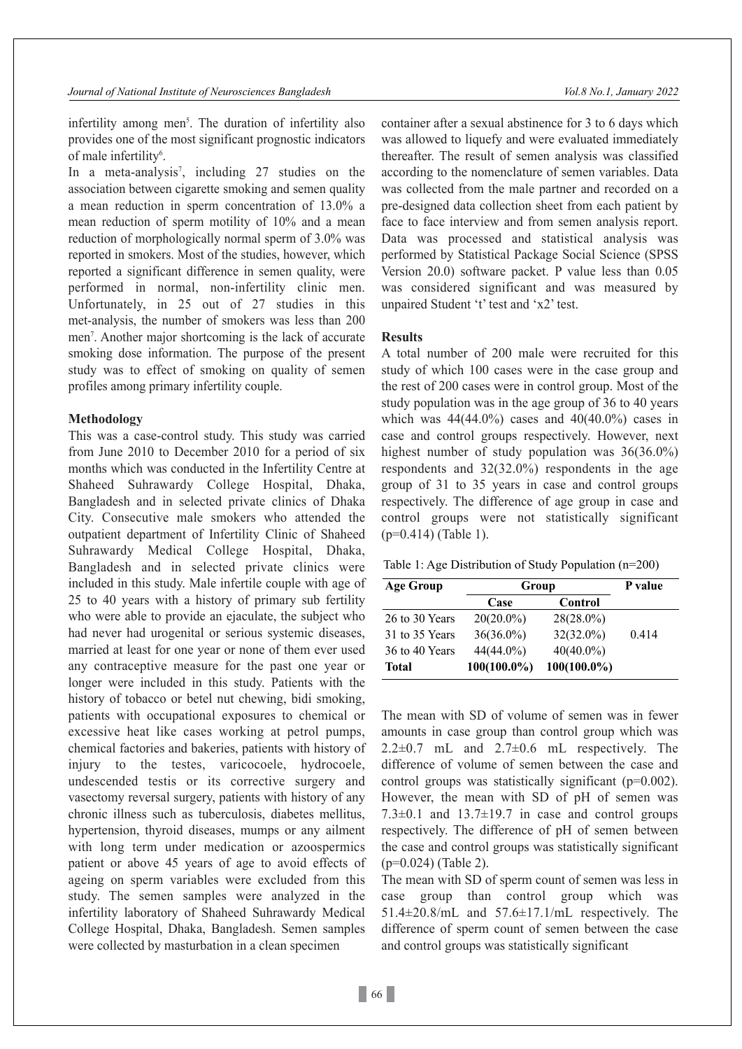infertility among men[5]. The duration of infertility also provides one of the most significant prognostic indicators of male infertility[6].

In a meta-analysis[7], including 27 studies on the association between cigarette smoking and semen quality a mean reduction in sperm concentration of 13.0% a mean reduction of sperm motility of 10% and a mean reduction of morphologically normal sperm of 3.0% was reported in smokers. Most of the studies, however, which reported a significant difference in semen quality, were performed in normal, non-infertility clinic men. Unfortunately, in 25 out of 27 studies in this met-analysis, the number of smokers was less than 200 men[7]. Another major shortcoming is the lack of accurate smoking dose information. The purpose of the present study was to effect of smoking on quality of semen profiles among primary infertility couple.

## Methodology

This was a case-control study. This study was carried from June 2010 to December 2010 for a period of six months which was conducted in the Infertility Centre at Shaheed Suhrawardy College Hospital, Dhaka, Bangladesh and in selected private clinics of Dhaka City. Consecutive male smokers who attended the outpatient department of Infertility Clinic of Shaheed Suhrawardy Medical College Hospital, Dhaka, Bangladesh and in selected private clinics were included in this study. Male infertile couple with age of 25 to 40 years with a history of primary sub fertility who were able to provide an ejaculate, the subject who had never had urogenital or serious systemic diseases, married at least for one year or none of them ever used any contraceptive measure for the past one year or longer were included in this study. Patients with the history of tobacco or betel nut chewing, bidi smoking, patients with occupational exposures to chemical or excessive heat like cases working at petrol pumps, chemical factories and bakeries, patients with history of injury to the testes, varicocoele, hydrocoele, undescended testis or its corrective surgery and vasectomy reversal surgery, patients with history of any chronic illness such as tuberculosis, diabetes mellitus, hypertension, thyroid diseases, mumps or any ailment with long term under medication or azoospermics patient or above 45 years of age to avoid effects of ageing on sperm variables were excluded from this study. The semen samples were analyzed in the infertility laboratory of Shaheed Suhrawardy Medical College Hospital, Dhaka, Bangladesh. Semen samples were collected by masturbation in a clean specimen container after a sexual abstinence for 3 to 6 days which was allowed to liquefy and were evaluated immediately thereafter. The result of semen analysis was classified according to the nomenclature of semen variables. Data was collected from the male partner and recorded on a pre-designed data collection sheet from each patient by face to face interview and from semen analysis report. Data was processed and statistical analysis was performed by Statistical Package Social Science (SPSS Version 20.0) software packet. P value less than 0.05 was considered significant and was measured by unpaired Student 't' test and 'x2' test.

## Results

A total number of 200 male were recruited for this study of which 100 cases were in the case group and the rest of 200 cases were in control group. Most of the study population was in the age group of 36 to 40 years which was 44(44.0%) cases and 40(40.0%) cases in case and control groups respectively. However, next highest number of study population was 36(36.0%) respondents and 32(32.0%) respondents in the age group of 31 to 35 years in case and control groups respectively. The difference of age group in case and control groups were not statistically significant (p=0.414) (Table 1).

Table 1: Age Distribution of Study Population (n=200)

| Age Group | Group | | P value |
|---|---|---|---|
| | Case | Control | |
| 26 to 30 Years | 20(20.0%) | 28(28.0%) | |
| 31 to 35 Years | 36(36.0%) | 32(32.0%) | 0.414 |
| 36 to 40 Years | 44(44.0%) | 40(40.0%) | |
| **Total** | **100(100.0%)** | **100(100.0%)** | |

The mean with SD of volume of semen was in fewer amounts in case group than control group which was 2.2±0.7 mL and 2.7±0.6 mL respectively. The difference of volume of semen between the case and control groups was statistically significant (p=0.002). However, the mean with SD of pH of semen was 7.3±0.1 and 13.7±19.7 in case and control groups respectively. The difference of pH of semen between the case and control groups was statistically significant (p=0.024) (Table 2).

The mean with SD of sperm count of semen was less in case group than control group which was 51.4±20.8/mL and 57.6±17.1/mL respectively. The difference of sperm count of semen between the case and control groups was statistically significant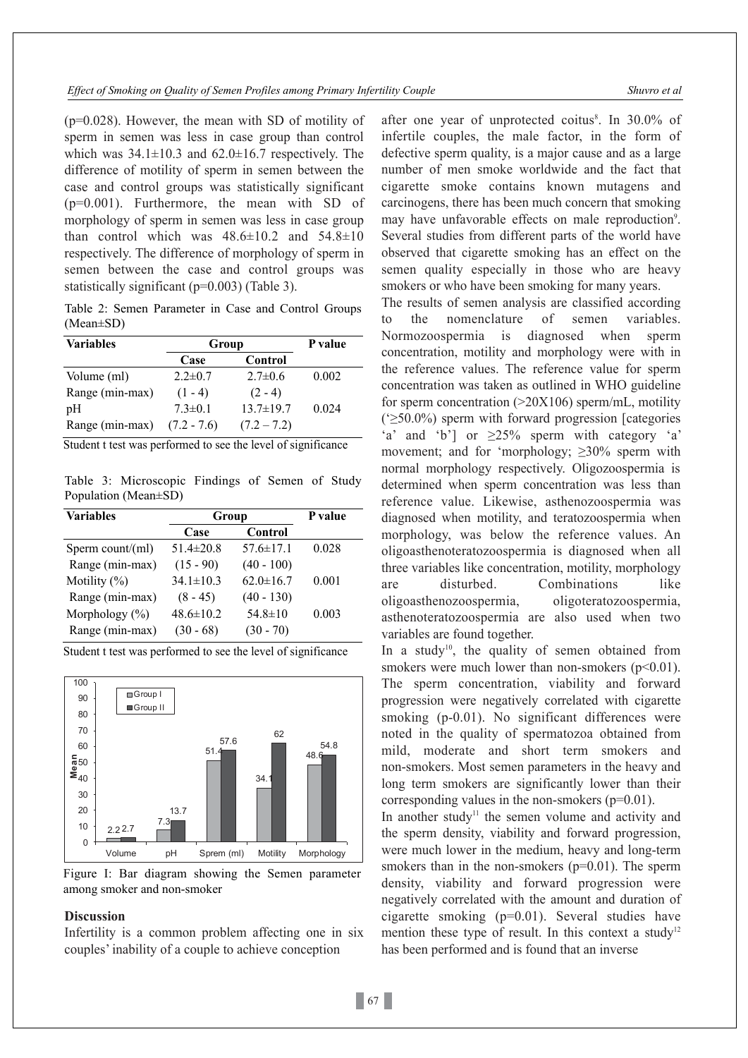(p=0.028). However, the mean with SD of motility of sperm in semen was less in case group than control which was 34.1±10.3 and 62.0±16.7 respectively. The difference of motility of sperm in semen between the case and control groups was statistically significant (p=0.001). Furthermore, the mean with SD of morphology of sperm in semen was less in case group than control which was 48.6±10.2 and 54.8±10 respectively. The difference of morphology of sperm in semen between the case and control groups was statistically significant (p=0.003) (Table 3).

Table 2: Semen Parameter in Case and Control Groups (Mean±SD)

| Variables | Group | | P value |
|---|---|---|---|
| | Case | Control | |
| Volume (ml) | 2.2±0.7 | 2.7±0.6 | 0.002 |
| Range (min-max) | (1 - 4) | (2 - 4) | |
| pH | 7.3±0.1 | 13.7±19.7 | 0.024 |
| Range (min-max) | (7.2 - 7.6) | (7.2 – 7.2) | |

Student t test was performed to see the level of significance

Table 3: Microscopic Findings of Semen of Study Population (Mean±SD)

| Variables | Group | | P value |
|---|---|---|---|
| | Case | Control | |
| Sperm count/(ml) | 51.4±20.8 | 57.6±17.1 | 0.028 |
| Range (min-max) | (15 - 90) | (40 - 100) | |
| Motility (%) | 34.1±10.3 | 62.0±16.7 | 0.001 |
| Range (min-max) | (8 - 45) | (40 - 130) | |
| Morphology (%) | 48.6±10.2 | 54.8±10 | 0.003 |
| Range (min-max) | (30 - 68) | (30 - 70) | |

Student t test was performed to see the level of significance

| | Volume | pH | Sprem (ml) | Motility | Morphology |
|---|---|---|---|---|---|
| Group I | 2.2 | 7.3 | 51.4 | 34.1 | 48.6 |
| Group II | 2.7 | 13.7 | 57.6 | 62 | 54.8 |

Figure I: Bar diagram showing the Semen parameter among smoker and non-smoker

## Discussion

Infertility is a common problem affecting one in six couples' inability of a couple to achieve conception after one year of unprotected coitus[8]. In 30.0% of infertile couples, the male factor, in the form of defective sperm quality, is a major cause and as a large number of men smoke worldwide and the fact that cigarette smoke contains known mutagens and carcinogens, there has been much concern that smoking may have unfavorable effects on male reproduction[9]. Several studies from different parts of the world have observed that cigarette smoking has an effect on the semen quality especially in those who are heavy smokers or who have been smoking for many years.

The results of semen analysis are classified according to the nomenclature of semen variables. Normozoospermia is diagnosed when sperm concentration, motility and morphology were with in the reference values. The reference value for sperm concentration was taken as outlined in WHO guideline for sperm concentration (>20X106) sperm/mL, motility ('≥50.0%) sperm with forward progression [categories 'a' and 'b'] or ≥25% sperm with category 'a' movement; and for 'morphology; ≥30% sperm with normal morphology respectively. Oligozoospermia is determined when sperm concentration was less than reference value. Likewise, asthenozoospermia was diagnosed when motility, and teratozoospermia when morphology, was below the reference values. An oligoasthenoteratozoospermia is diagnosed when all three variables like concentration, motility, morphology are disturbed. Combinations like oligoasthenozoospermia, oligoteratozoospermia, asthenoteratozoospermia are also used when two variables are found together.

In a study[10], the quality of semen obtained from smokers were much lower than non-smokers ($p<0.01$). The sperm concentration, viability and forward progression were negatively correlated with cigarette smoking (p-0.01). No significant differences were noted in the quality of spermatozoa obtained from mild, moderate and short term smokers and non-smokers. Most semen parameters in the heavy and long term smokers are significantly lower than their corresponding values in the non-smokers (p=0.01).

In another study[11] the semen volume and activity and the sperm density, viability and forward progression, were much lower in the medium, heavy and long-term smokers than in the non-smokers (p=0.01). The sperm density, viability and forward progression were negatively correlated with the amount and duration of cigarette smoking (p=0.01). Several studies have mention these type of result. In this context a study[12] has been performed and is found that an inverse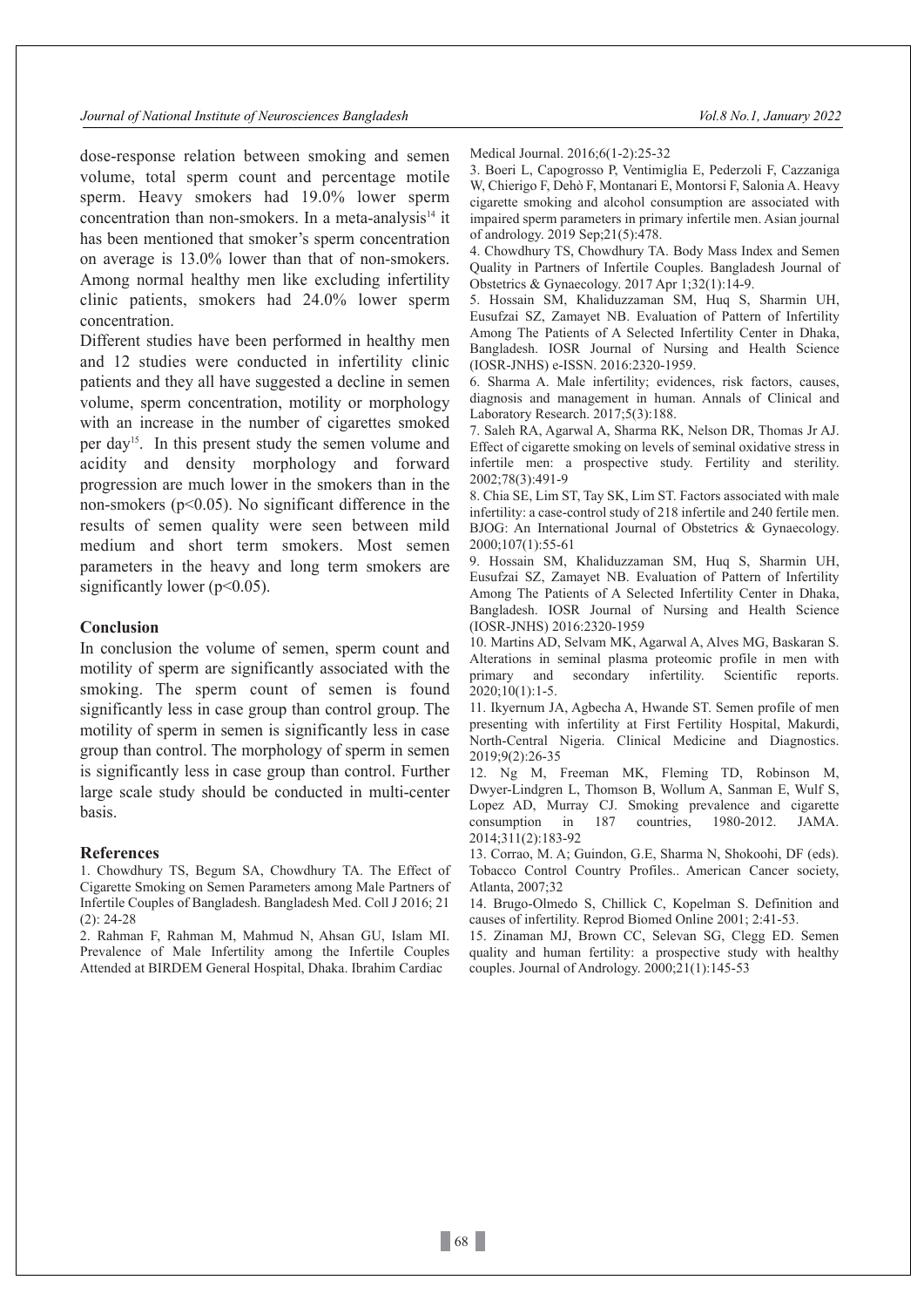dose-response relation between smoking and semen volume, total sperm count and percentage motile sperm. Heavy smokers had 19.0% lower sperm concentration than non-smokers. In a meta-analysis[14] it has been mentioned that smoker's sperm concentration on average is 13.0% lower than that of non-smokers. Among normal healthy men like excluding infertility clinic patients, smokers had 24.0% lower sperm concentration.

Different studies have been performed in healthy men and 12 studies were conducted in infertility clinic patients and they all have suggested a decline in semen volume, sperm concentration, motility or morphology with an increase in the number of cigarettes smoked per day[15]. In this present study the semen volume and acidity and density morphology and forward progression are much lower in the smokers than in the non-smokers ($p<0.05$). No significant difference in the results of semen quality were seen between mild medium and short term smokers. Most semen parameters in the heavy and long term smokers are significantly lower ($p<0.05$).

## Conclusion

In conclusion the volume of semen, sperm count and motility of sperm are significantly associated with the smoking. The sperm count of semen is found significantly less in case group than control group. The motility of sperm in semen is significantly less in case group than control. The morphology of sperm in semen is significantly less in case group than control. Further large scale study should be conducted in multi-center basis.

## References

1. Chowdhury TS, Begum SA, Chowdhury TA. The Effect of Cigarette Smoking on Semen Parameters among Male Partners of Infertile Couples of Bangladesh. Bangladesh Med. Coll J 2016; 21 (2): 24-28
2. Rahman F, Rahman M, Mahmud N, Ahsan GU, Islam MI. Prevalence of Male Infertility among the Infertile Couples Attended at BIRDEM General Hospital, Dhaka. Ibrahim Cardiac Medical Journal. 2016;6(1-2):25-32
3. Boeri L, Capogrosso P, Ventimiglia E, Pederzoli F, Cazzaniga W, Chierigo F, Dehò F, Montanari E, Montorsi F, Salonia A. Heavy cigarette smoking and alcohol consumption are associated with impaired sperm parameters in primary infertile men. Asian journal of andrology. 2019 Sep;21(5):478.
4. Chowdhury TS, Chowdhury TA. Body Mass Index and Semen Quality in Partners of Infertile Couples. Bangladesh Journal of Obstetrics & Gynaecology. 2017 Apr 1;32(1):14-9.
5. Hossain SM, Khaliduzzaman SM, Huq S, Sharmin UH, Eusufzai SZ, Zamayet NB. Evaluation of Pattern of Infertility Among The Patients of A Selected Infertility Center in Dhaka, Bangladesh. IOSR Journal of Nursing and Health Science (IOSR-JNHS) e-ISSN. 2016:2320-1959.
6. Sharma A. Male infertility; evidences, risk factors, causes, diagnosis and management in human. Annals of Clinical and Laboratory Research. 2017;5(3):188.
7. Saleh RA, Agarwal A, Sharma RK, Nelson DR, Thomas Jr AJ. Effect of cigarette smoking on levels of seminal oxidative stress in infertile men: a prospective study. Fertility and sterility. 2002;78(3):491-9
8. Chia SE, Lim ST, Tay SK, Lim ST. Factors associated with male infertility: a case-control study of 218 infertile and 240 fertile men. BJOG: An International Journal of Obstetrics & Gynaecology. 2000;107(1):55-61
9. Hossain SM, Khaliduzzaman SM, Huq S, Sharmin UH, Eusufzai SZ, Zamayet NB. Evaluation of Pattern of Infertility Among The Patients of A Selected Infertility Center in Dhaka, Bangladesh. IOSR Journal of Nursing and Health Science (IOSR-JNHS) 2016:2320-1959
10. Martins AD, Selvam MK, Agarwal A, Alves MG, Baskaran S. Alterations in seminal plasma proteomic profile in men with primary and secondary infertility. Scientific reports. 2020;10(1):1-5.
11. Ikyernum JA, Agbecha A, Hwande ST. Semen profile of men presenting with infertility at First Fertility Hospital, Makurdi, North-Central Nigeria. Clinical Medicine and Diagnostics. 2019;9(2):26-35
12. Ng M, Freeman MK, Fleming TD, Robinson M, Dwyer-Lindgren L, Thomson B, Wollum A, Sanman E, Wulf S, Lopez AD, Murray CJ. Smoking prevalence and cigarette consumption in 187 countries, 1980-2012. JAMA. 2014;311(2):183-92
13. Corrao, M. A; Guindon, G.E, Sharma N, Shokoohi, DF (eds). Tobacco Control Country Profiles.. American Cancer society, Atlanta, 2007;32
14. Brugo-Olmedo S, Chillick C, Kopelman S. Definition and causes of infertility. Reprod Biomed Online 2001; 2:41-53.
15. Zinaman MJ, Brown CC, Selevan SG, Clegg ED. Semen quality and human fertility: a prospective study with healthy couples. Journal of Andrology. 2000;21(1):145-53